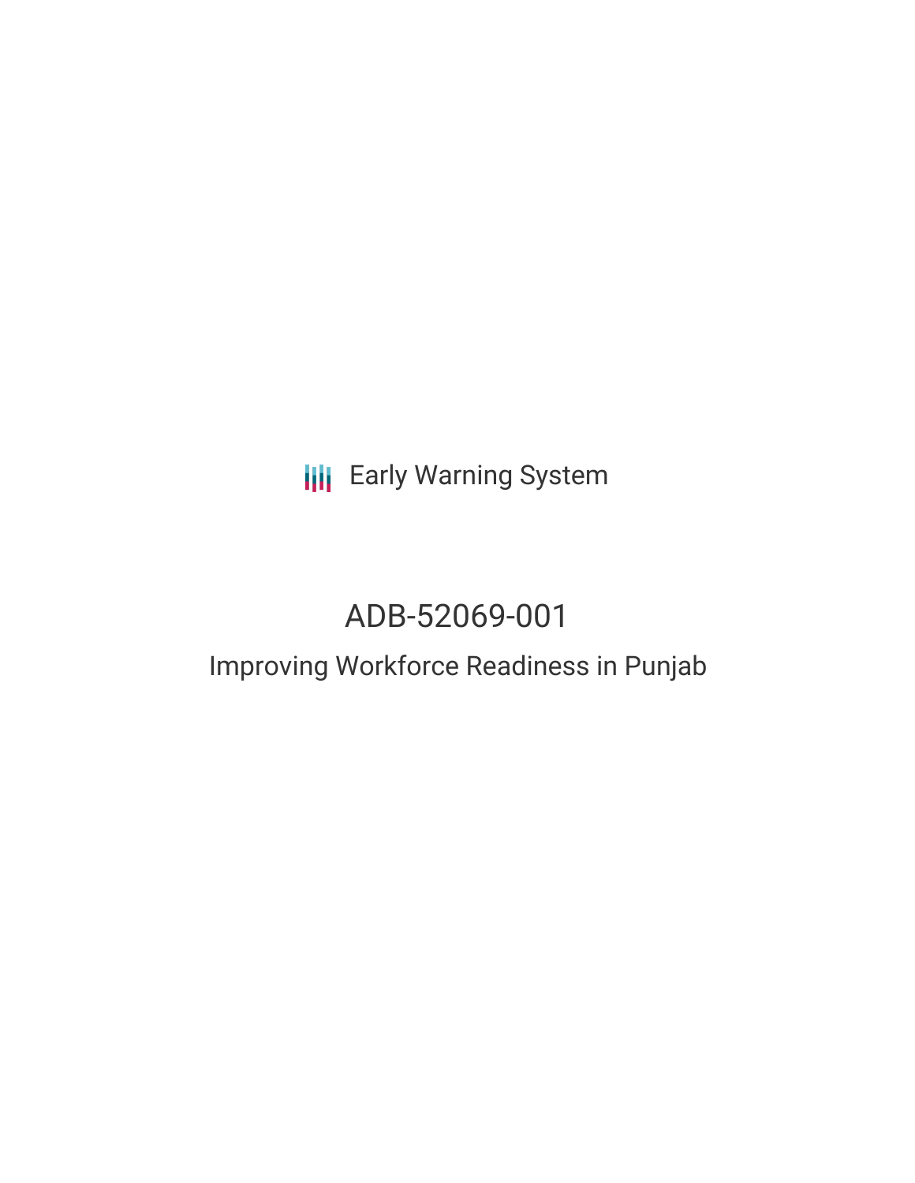Early Warning System

# ADB-52069-001

## Improving Workforce Readiness in Punjab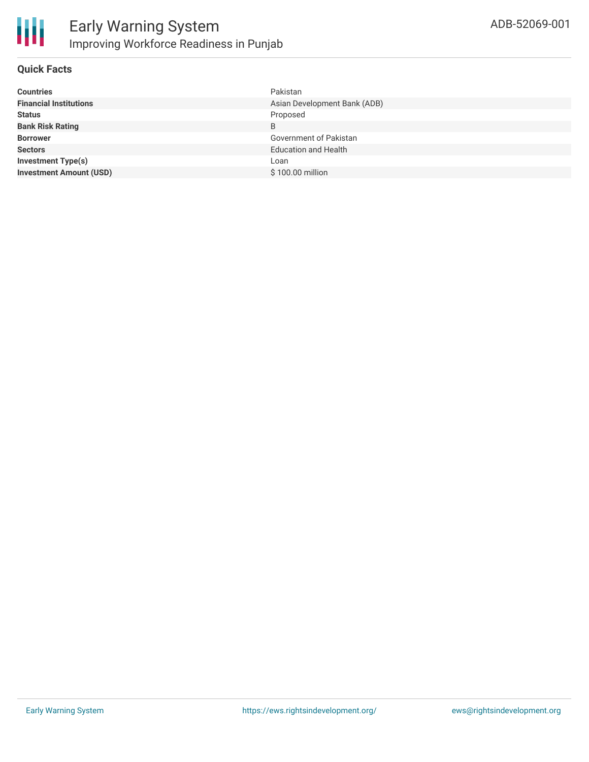# Early Warning System

## Improving Workforce Readiness in Punjab

ADB-52069-001

### Quick Facts

| | |
|---|---|
| **Countries** | Pakistan |
| **Financial Institutions** | Asian Development Bank (ADB) |
| **Status** | Proposed |
| **Bank Risk Rating** | B |
| **Borrower** | Government of Pakistan |
| **Sectors** | Education and Health |
| **Investment Type(s)** | Loan |
| **Investment Amount (USD)** | $ 100.00 million |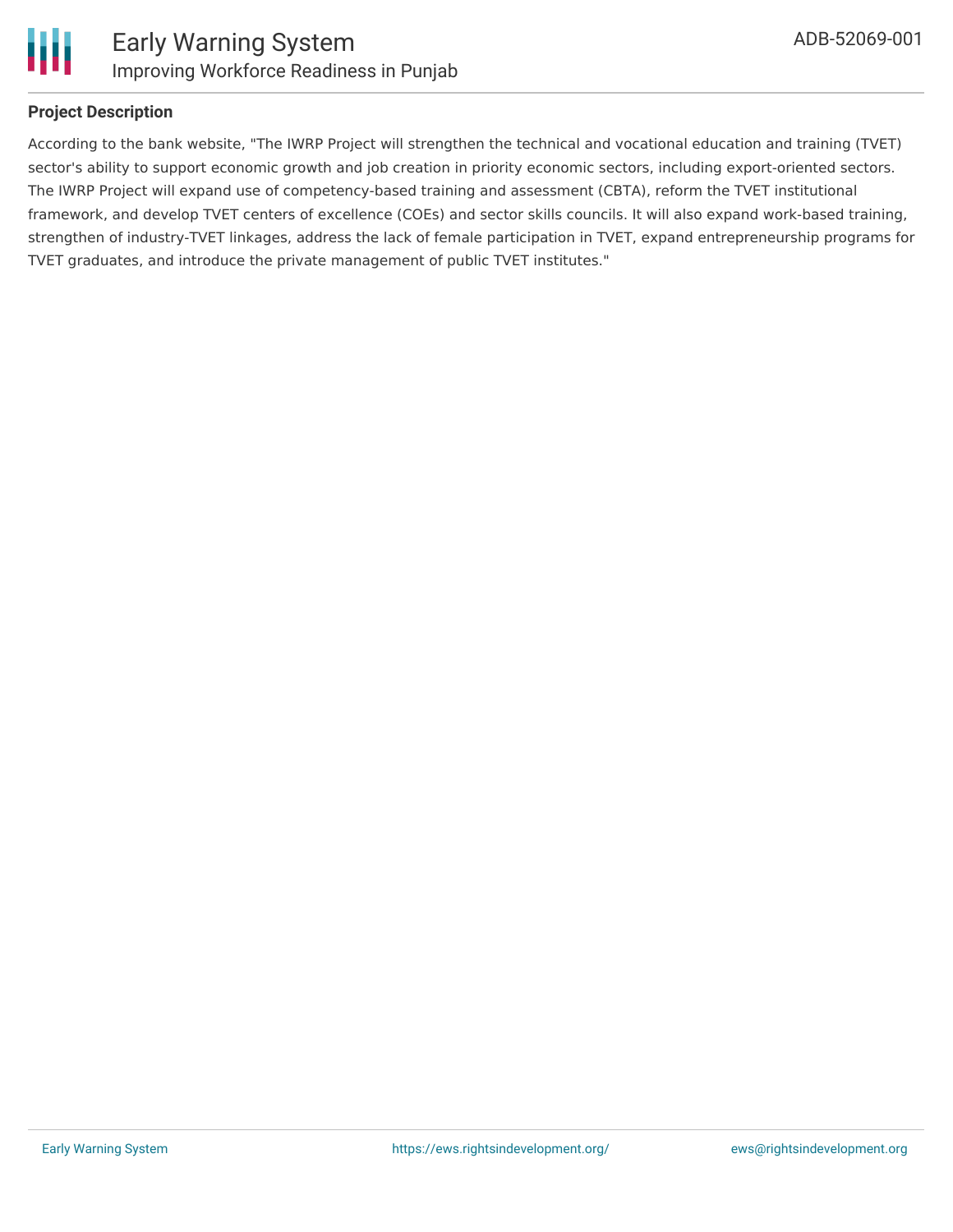**Project Description**

According to the bank website, "The IWRP Project will strengthen the technical and vocational education and training (TVET) sector's ability to support economic growth and job creation in priority economic sectors, including export-oriented sectors. The IWRP Project will expand use of competency-based training and assessment (CBTA), reform the TVET institutional framework, and develop TVET centers of excellence (COEs) and sector skills councils. It will also expand work-based training, strengthen of industry-TVET linkages, address the lack of female participation in TVET, expand entrepreneurship programs for TVET graduates, and introduce the private management of public TVET institutes."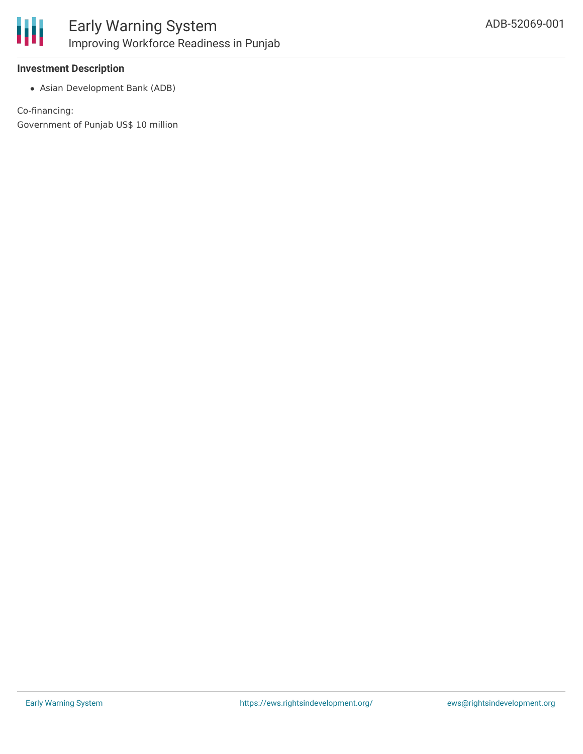**Investment Description**

- Asian Development Bank (ADB)

Co-financing:
Government of Punjab US$ 10 million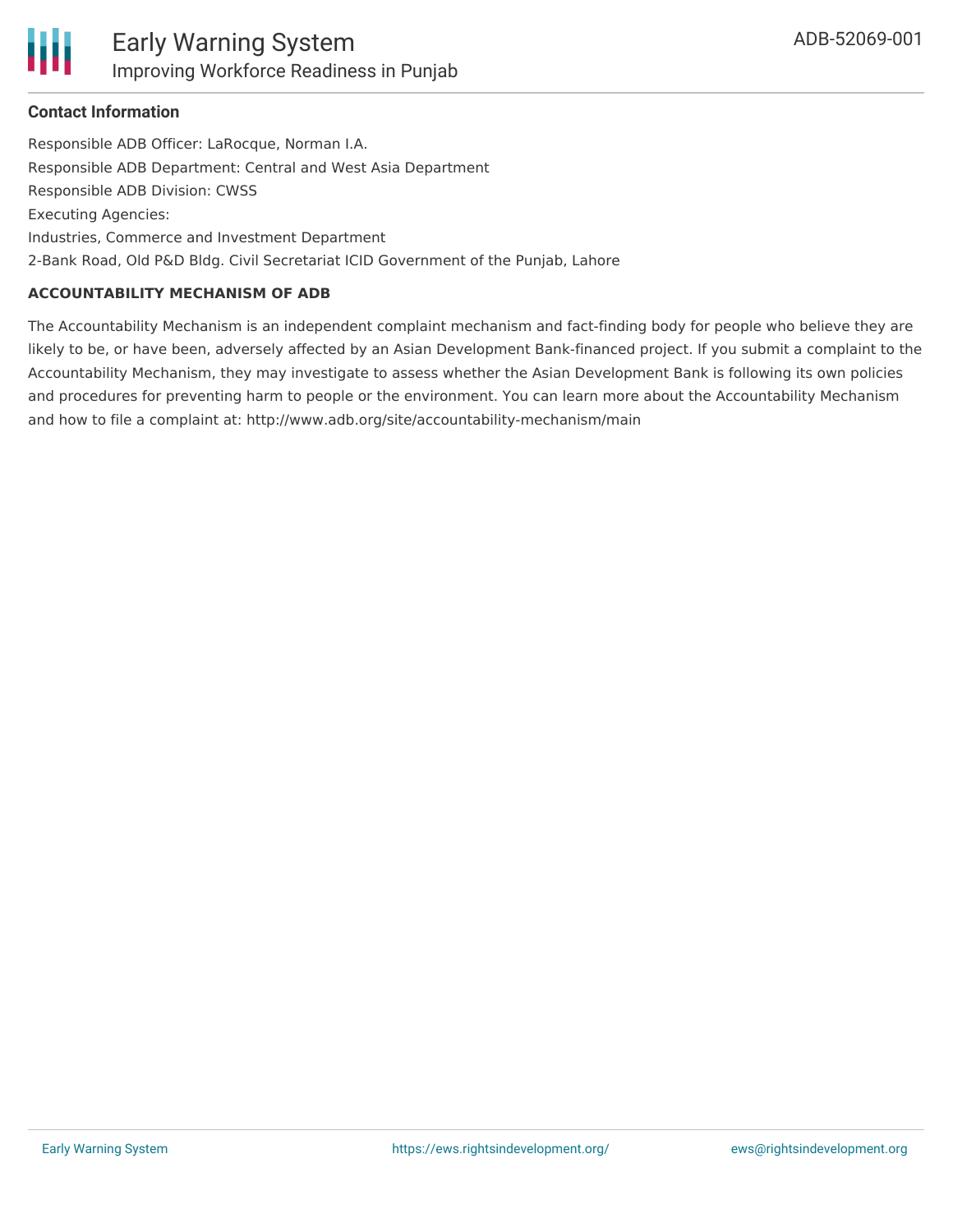**Contact Information**

Responsible ADB Officer: LaRocque, Norman I.A.

Responsible ADB Department: Central and West Asia Department

Responsible ADB Division: CWSS

Executing Agencies:

Industries, Commerce and Investment Department

2-Bank Road, Old P&D Bldg. Civil Secretariat ICID Government of the Punjab, Lahore

**ACCOUNTABILITY MECHANISM OF ADB**

The Accountability Mechanism is an independent complaint mechanism and fact-finding body for people who believe they are likely to be, or have been, adversely affected by an Asian Development Bank-financed project. If you submit a complaint to the Accountability Mechanism, they may investigate to assess whether the Asian Development Bank is following its own policies and procedures for preventing harm to people or the environment. You can learn more about the Accountability Mechanism and how to file a complaint at: http://www.adb.org/site/accountability-mechanism/main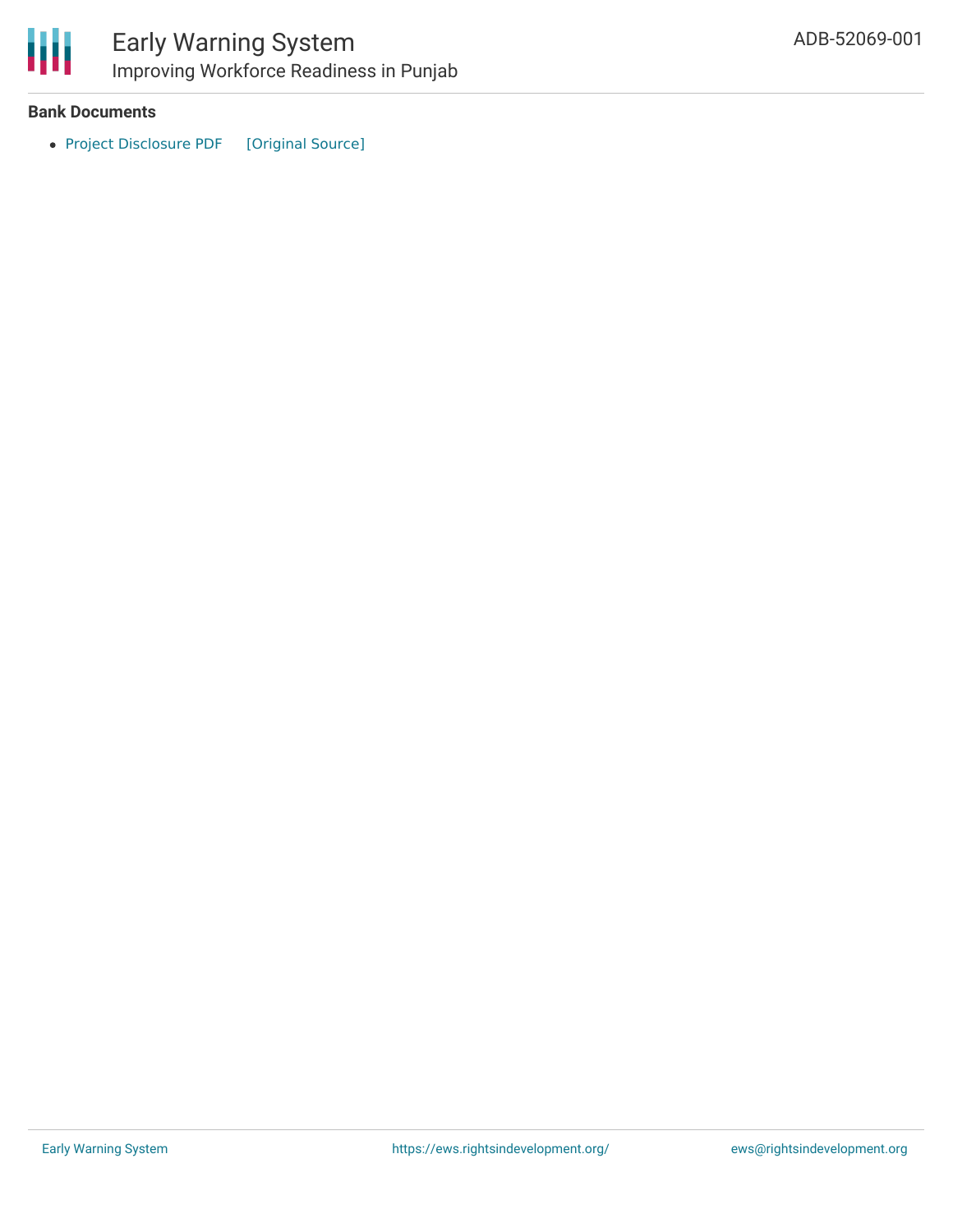**Bank Documents**

- Project Disclosure PDF [Original Source]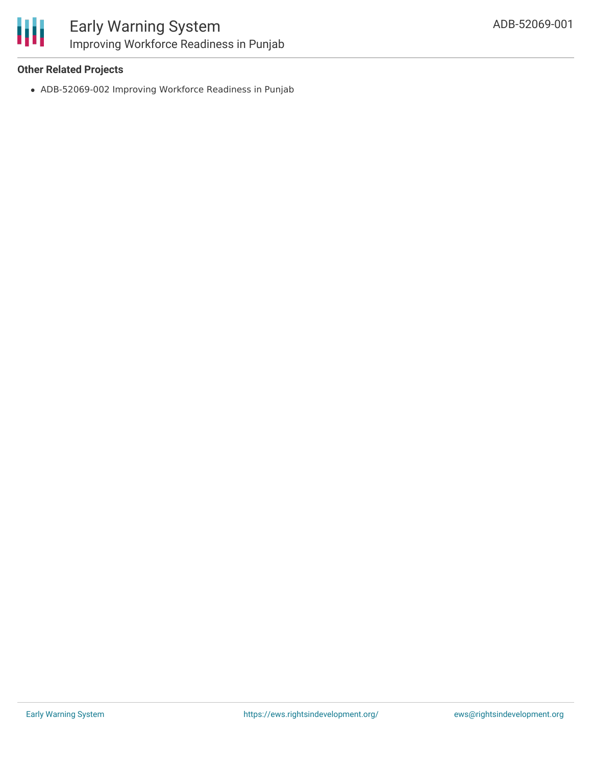**Other Related Projects**

- ADB-52069-002 Improving Workforce Readiness in Punjab